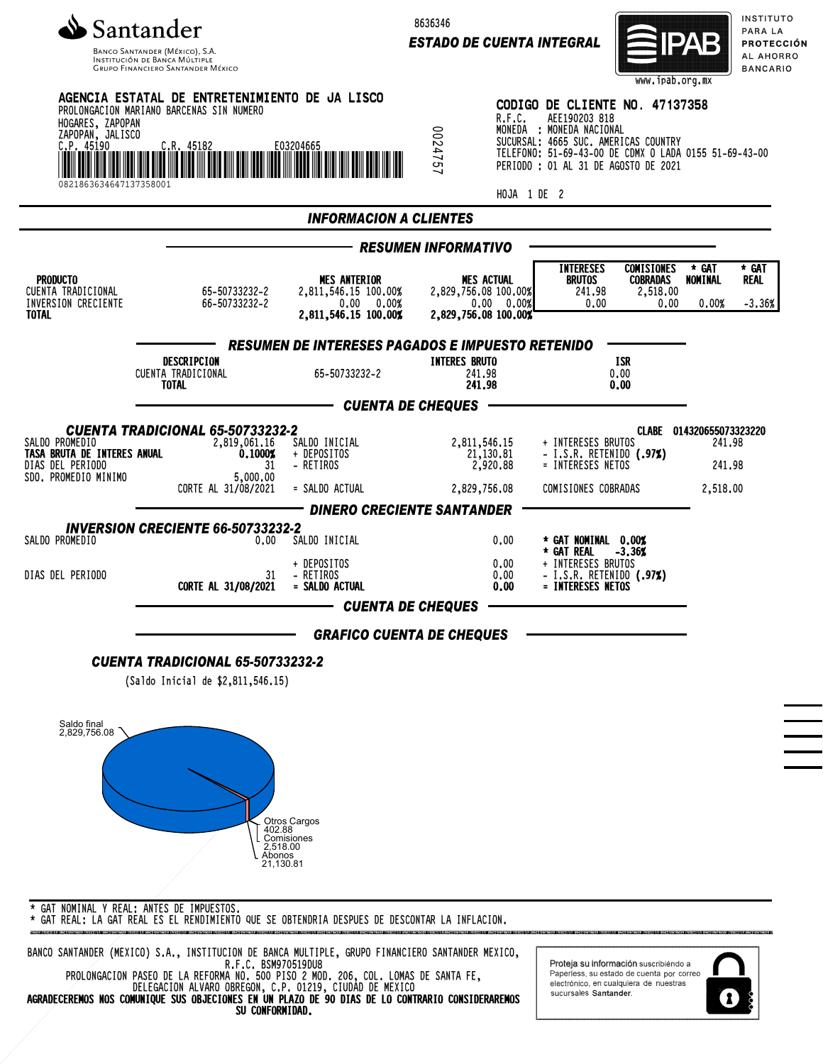Santander

BANCO SANTANDER (MÉXICO), S.A.
INSTITUCIÓN DE BANCA MÚLTIPLE
GRUPO FINANCIERO SANTANDER MÉXICO

8636346

**ESTADO DE CUENTA INTEGRAL**

IPAB www.ipab.org.mx — INSTITUTO PARA LA PROTECCIÓN AL AHORRO BANCARIO

**AGENCIA ESTATAL DE ENTRETENIMIENTO DE JA LISCO**
PROLONGACION MARIANO BARCENAS SIN NUMERO
HOGARES, ZAPOPAN
ZAPOPAN, JALISCO
C.P. 45190 C.R. 45182 E03204665
0821863634647137358001

0024757

**CODIGO DE CLIENTE NO. 47137358**
R.F.C. AEE190203 818
MONEDA : MONEDA NACIONAL
SUCURSAL: 4665 SUC. AMERICAS COUNTRY
TELEFONO: 51-69-43-00 DE CDMX O LADA 0155 51-69-43-00
PERIODO : 01 AL 31 DE AGOSTO DE 2021

HOJA 1 DE 2

## INFORMACION A CLIENTES

### RESUMEN INFORMATIVO

| PRODUCTO | | MES ANTERIOR | MES ACTUAL | INTERESES BRUTOS | COMISIONES COBRADAS | * GAT NOMINAL | * GAT REAL |
|---|---|---|---|---|---|---|---|
| CUENTA TRADICIONAL | 65-50733232-2 | 2,811,546.15 100.00% | 2,829,756.08 100.00% | 241.98 | 2,518.00 | | |
| INVERSION CRECIENTE | 66-50733232-2 | 0.00 0.00% | 0.00 0.00% | 0.00 | 0.00 | 0.00% | -3.36% |
| **TOTAL** | | **2,811,546.15 100.00%** | **2,829,756.08 100.00%** | | | | |

### RESUMEN DE INTERESES PAGADOS E IMPUESTO RETENIDO

| DESCRIPCION | | INTERES BRUTO | ISR |
|---|---|---|---|
| CUENTA TRADICIONAL | 65-50733232-2 | 241.98 | 0.00 |
| **TOTAL** | | **241.98** | **0.00** |

### CUENTA DE CHEQUES

**CUENTA TRADICIONAL 65-50733232-2** CLABE 014320655073323220

| | | | | | |
|---|---|---|---|---|---|
| SALDO PROMEDIO | 2,819,061.16 | SALDO INICIAL | 2,811,546.15 | + INTERESES BRUTOS | 241.98 |
| **TASA BRUTA DE INTERES ANUAL** | **0.1000%** | + DEPOSITOS | 21,130.81 | - I.S.R. RETENIDO **(.97%)** | |
| DIAS DEL PERIODO | 31 | - RETIROS | 2,920.88 | = INTERESES NETOS | 241.98 |
| SDO. PROMEDIO MINIMO | 5,000.00 | | | | |
| | CORTE AL 31/08/2021 | = SALDO ACTUAL | 2,829,756.08 | COMISIONES COBRADAS | 2,518.00 |

### DINERO CRECIENTE SANTANDER

**INVERSION CRECIENTE 66-50733232-2**

| | | | | |
|---|---|---|---|---|
| SALDO PROMEDIO | 0.00 | SALDO INICIAL | 0.00 | **\* GAT NOMINAL 0.00%** |
| | | | | **\* GAT REAL -3.36%** |
| | | + DEPOSITOS | 0.00 | + INTERESES BRUTOS |
| DIAS DEL PERIODO | 31 | - RETIROS | 0.00 | - I.S.R. RETENIDO **(.97%)** |
| | **CORTE AL 31/08/2021** | **= SALDO ACTUAL** | **0.00** | **= INTERESES NETOS** |

### CUENTA DE CHEQUES

### GRAFICO CUENTA DE CHEQUES

**CUENTA TRADICIONAL 65-50733232-2**

(Saldo Inicial de $2,811,546.15)

Saldo final 2,829,756.08
Otros Cargos 402.88
Comisiones 2,518.00
Abonos 21,130.81

\* GAT NOMINAL Y REAL: ANTES DE IMPUESTOS.
\* GAT REAL: LA GAT REAL ES EL RENDIMIENTO QUE SE OBTENDRIA DESPUES DE DESCONTAR LA INFLACION.

BANCO SANTANDER (MEXICO) S.A., INSTITUCION DE BANCA MULTIPLE, GRUPO FINANCIERO SANTANDER MEXICO,
R.F.C. BSM970519DU8
PROLONGACION PASEO DE LA REFORMA NO. 500 PISO 2 MOD. 206, COL. LOMAS DE SANTA FE,
DELEGACION ALVARO OBREGON, C.P. 01219, CIUDAD DE MEXICO
**AGRADECEREMOS NOS COMUNIQUE SUS OBJECIONES EN UN PLAZO DE 90 DIAS DE LO CONTRARIO CONSIDERAREMOS SU CONFORMIDAD.**

Proteja su información suscribiéndo a Paperless, su estado de cuenta por correo electrónico, en cualquiera de nuestras sucursales **Santander**.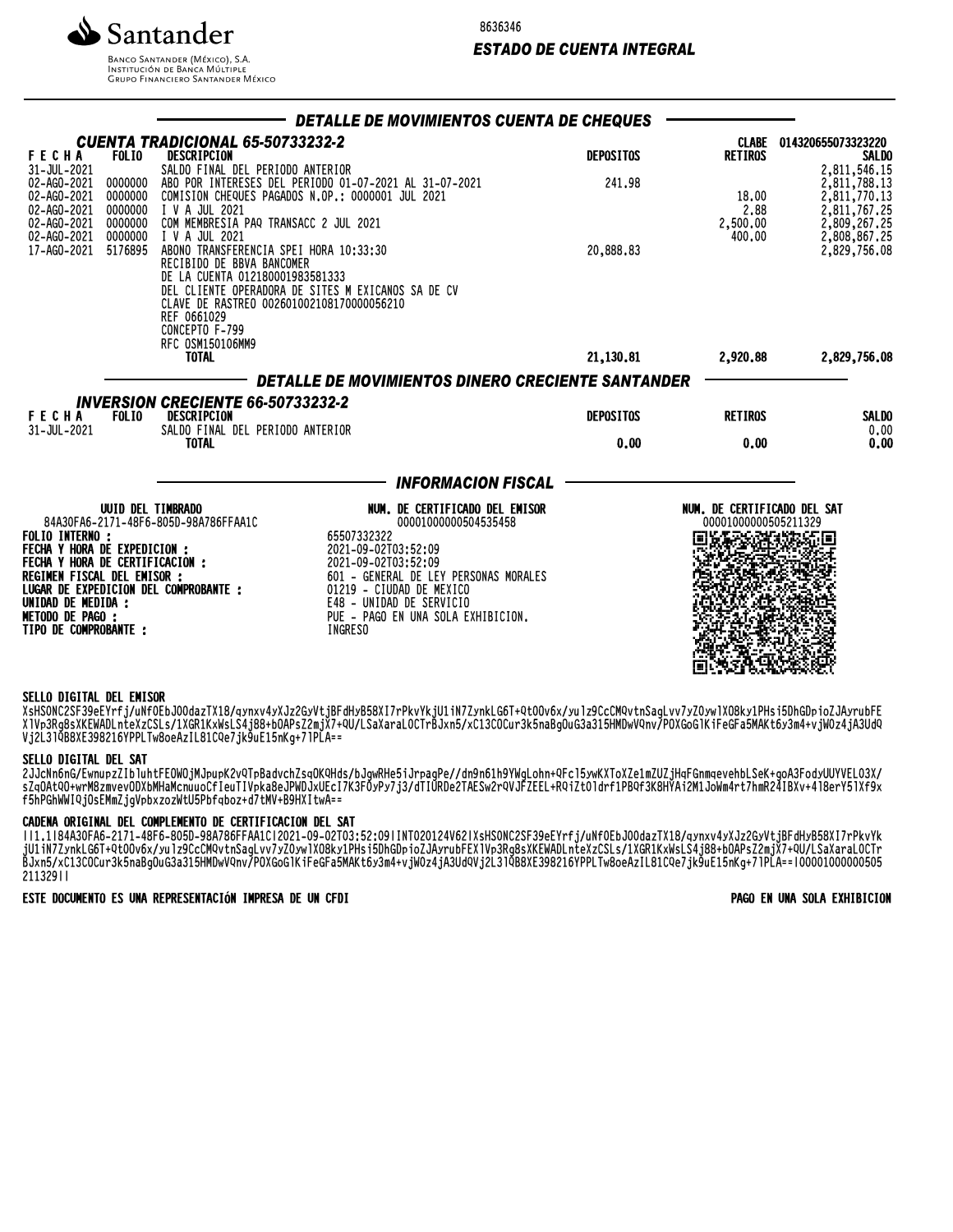Santander

Banco Santander (México), S.A.
Institución de Banca Múltiple
Grupo Financiero Santander México

8636346

***ESTADO DE CUENTA INTEGRAL***

## *DETALLE DE MOVIMIENTOS CUENTA DE CHEQUES*

### *CUENTA TRADICIONAL 65-50733232-2*

CLABE 014320655073323220

| FECHA | FOLIO | DESCRIPCION | DEPOSITOS | RETIROS | SALDO |
|---|---|---|---|---|---|
| 31-JUL-2021 | | SALDO FINAL DEL PERIODO ANTERIOR | | | 2,811,546.15 |
| 02-AGO-2021 | 0000000 | ABO POR INTERESES DEL PERIODO 01-07-2021 AL 31-07-2021 | 241.98 | | 2,811,788.13 |
| 02-AGO-2021 | 0000000 | COMISION CHEQUES PAGADOS N.OP.: 0000001 JUL 2021 | | 18.00 | 2,811,770.13 |
| 02-AGO-2021 | 0000000 | I V A JUL 2021 | | 2.88 | 2,811,767.25 |
| 02-AGO-2021 | 0000000 | COM MEMBRESIA PAQ TRANSACC 2 JUL 2021 | | 2,500.00 | 2,809,267.25 |
| 02-AGO-2021 | 0000000 | I V A JUL 2021 | | 400.00 | 2,808,867.25 |
| 17-AGO-2021 | 5176895 | ABONO TRANSFERENCIA SPEI HORA 10:33:30<br>RECIBIDO DE BBVA BANCOMER<br>DE LA CUENTA 012180001983581333<br>DEL CLIENTE OPERADORA DE SITES M EXICANOS SA DE CV<br>CLAVE DE RASTREO 002601002108170000056210<br>REF 0661029<br>CONCEPTO F-799<br>RFC OSM150106MM9 | 20,888.83 | | 2,829,756.08 |
| | | **TOTAL** | **21,130.81** | **2,920.88** | **2,829,756.08** |

## *DETALLE DE MOVIMIENTOS DINERO CRECIENTE SANTANDER*

### *INVERSION CRECIENTE 66-50733232-2*

| FECHA | FOLIO | DESCRIPCION | DEPOSITOS | RETIROS | SALDO |
|---|---|---|---|---|---|
| 31-JUL-2021 | | SALDO FINAL DEL PERIODO ANTERIOR | | | 0.00 |
| | | **TOTAL** | **0.00** | **0.00** | **0.00** |

## *INFORMACION FISCAL*

**UUID DEL TIMBRADO**
84A30FA6-2171-48F6-805D-98A786FFAA1C

**NUM. DE CERTIFICADO DEL EMISOR**
00001000000504535458

**NUM. DE CERTIFICADO DEL SAT**
00001000000505211329

**FOLIO INTERNO :** 65507332322
**FECHA Y HORA DE EXPEDICION :** 2021-09-02T03:52:09
**FECHA Y HORA DE CERTIFICACION :** 2021-09-02T03:52:09
**REGIMEN FISCAL DEL EMISOR :** 601 - GENERAL DE LEY PERSONAS MORALES
**LUGAR DE EXPEDICION DEL COMPROBANTE :** 01219 - CIUDAD DE MEXICO
**UNIDAD DE MEDIDA :** E48 - UNIDAD DE SERVICIO
**METODO DE PAGO :** PUE - PAGO EN UNA SOLA EXHIBICION.
**TIPO DE COMPROBANTE :** INGRESO

**SELLO DIGITAL DEL EMISOR**

XsHSONC2SF39eEYrfj/uNf0EbJ0OdazTX18/qynxv4yXJz2GyVtjBFdHyB58XI7rPkvYkjU1iN7ZynkLG6T+Qt0Ov6x/yu1z9CcCMQvtnSagLvv7yZOyw1XO8ky1PHsi5DhGDpioZJAyrubFEX1Vp3Rg8sXKEWADLnteXzCSLs/1XGR1KxWsLS4j88+bOAPsZ2mjX7+QU/LSaXaraLOCTrBJxn5/xC13COCur3k5naBgOuG3a315HMDwVQnv/POXGoG1KiFeGFa5MAKt6y3m4+vjWOz4jA3UdQVj2L31QB8XE398216YPPLTw8oeAzIL81CQe7jk9uE15nKg+71PLA==

**SELLO DIGITAL DEL SAT**

2JJcNn6nG/EwnupzZIb1uhtFEOWOjMJpupK2vQTpBadvchZsqOKQHds/bJgwRHe5iJrpagPe//dn9n61h9YWgLohn+QFc15ywKXToXZe1mZUZjHqFGnmqevehbLSeK+goA3FodyUUYVELO3X/sZqOAtQO+wrM8zmvevODXbMHaMcnuuoCfIeuTIVpka8eJPWDJxUEcI7K3FOyPy7j3/dTIURDe2TAESw2rQVJFZEEL+RQiZtOldrf1PBQf3K8HYAi2M1JoWm4rt7hmR24IBXv+418erY51Xf9xf5hPGhWWIQjOsEMmZjgVpbxzozWtU5Pbfqboz+d7tMV+B9HXItwA==

**CADENA ORIGINAL DEL COMPLEMENTO DE CERTIFICACION DEL SAT**

||1.1|84A30FA6-2171-48F6-805D-98A786FFAA1C|2021-09-02T03:52:09|INT020124V62|XsHSONC2SF39eEYrfj/uNf0EbJ0OdazTX18/qynxv4yXJz2GyVtjBFdHyB58XI7rPkvYkjU1iN7ZynkLG6T+Qt0Ov6x/yu1z9CcCMQvtnSagLvv7yZOyw1XO8ky1PHsi5DhGDpioZJAyrubFEX1Vp3Rg8sXKEWADLnteXzCSLs/1XGR1KxWsLS4j88+bOAPsZ2mjX7+QU/LSaXaraLOCTrBJxn5/xC13COCur3k5naBgOuG3a315HMDwVQnv/POXGoG1KiFeGFa5MAKt6y3m4+vjWOz4jA3UdQVj2L31QB8XE398216YPPLTw8oeAzIL81CQe7jk9uE15nKg+71PLA==|00001000000505211329||

**ESTE DOCUMENTO ES UNA REPRESENTACIÓN IMPRESA DE UN CFDI** **PAGO EN UNA SOLA EXHIBICION**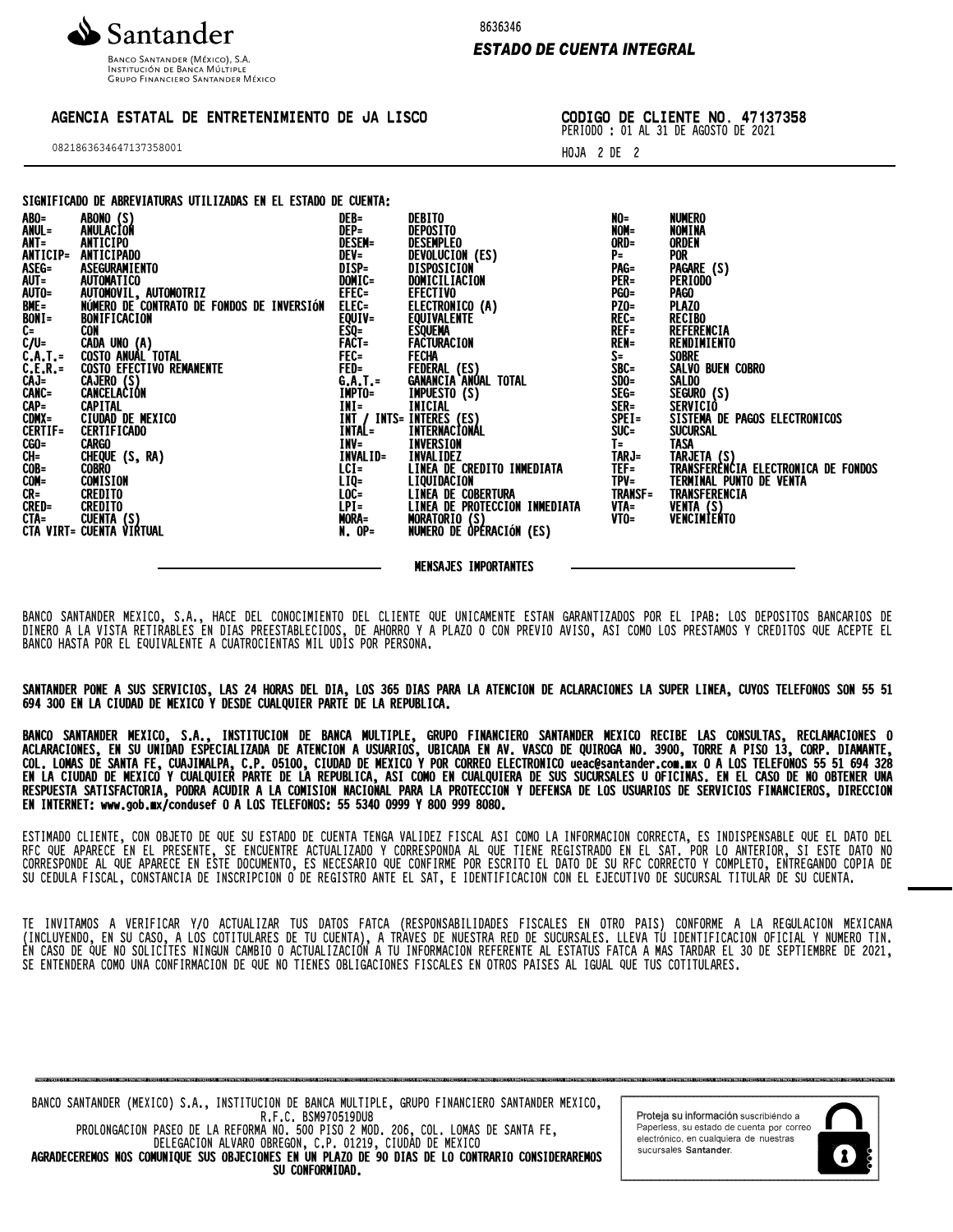Santander

BANCO SANTANDER (MÉXICO), S.A.
INSTITUCIÓN DE BANCA MÚLTIPLE
GRUPO FINANCIERO SANTANDER MÉXICO

8636346

***ESTADO DE CUENTA INTEGRAL***

AGENCIA ESTATAL DE ENTRETENIMIENTO DE JA LISCO

0821863634647137358001

**CODIGO DE CLIENTE NO. 47137358**
PERIODO : 01 AL 31 DE AGOSTO DE 2021

**SIGNIFICADO DE ABREVIATURAS UTILIZADAS EN EL ESTADO DE CUENTA:**

| | | | | | |
|---|---|---|---|---|---|
| ABO= | ABONO (S) | DEB= | DEBITO | NO= | NUMERO |
| ANUL= | ANULACIÓN | DEP= | DEPOSITO | NOM= | NOMINA |
| ANT= | ANTICIPO | DESEM= | DESEMPLEO | ORD= | ORDEN |
| ANTICIP= | ANTICIPADO | DEV= | DEVOLUCION (ES) | P= | POR |
| ASEG= | ASEGURAMIENTO | DISP= | DISPOSICION | PAG= | PAGARE (S) |
| AUT= | AUTOMATICO | DOMIC= | DOMICILIACION | PER= | PERIODO |
| AUTO= | AUTOMOVIL, AUTOMOTRIZ | EFEC= | EFECTIVO | PGO= | PAGO |
| BME= | NÚMERO DE CONTRATO DE FONDOS DE INVERSIÓN | ELEC= | ELECTRONICO (A) | PZO= | PLAZO |
| BONI= | BONIFICACION | EQUIV= | EQUIVALENTE | REC= | RECIBO |
| C= | CON | ESQ= | ESQUEMA | REF= | REFERENCIA |
| C/U= | CADA UNO (A) | FACT= | FACTURACION | REN= | RENDIMIENTO |
| C.A.T.= | COSTO ANUAL TOTAL | FEC= | FECHA | S= | SOBRE |
| C.E.R.= | COSTO EFECTIVO REMANENTE | FED= | FEDERAL (ES) | SBC= | SALVO BUEN COBRO |
| CAJ= | CAJERO (S) | G.A.T.= | GANANCIA ANUAL TOTAL | SDO= | SALDO |
| CANC= | CANCELACIÓN | IMPTO= | IMPUESTO (S) | SEG= | SEGURO (S) |
| CAP= | CAPITAL | INI= | INICIAL | SER= | SERVICIO |
| CDMX= | CIUDAD DE MEXICO | INT / INTS= | INTERES (ES) | SPEI= | SISTEMA DE PAGOS ELECTRONICOS |
| CERTIF= | CERTIFICADO | INTAL= | INTERNACIONAL | SUC= | SUCURSAL |
| CGO= | CARGO | INV= | INVERSION | T= | TASA |
| CH= | CHEQUE (S, RA) | INVALID= | INVALIDEZ | TARJ= | TARJETA (S) |
| COB= | COBRO | LCI= | LINEA DE CREDITO INMEDIATA | TEF= | TRANSFERENCIA ELECTRONICA DE FONDOS |
| COM= | COMISION | LIQ= | LIQUIDACION | TPV= | TERMINAL PUNTO DE VENTA |
| CR= | CREDITO | LOC= | LINEA DE COBERTURA | TRANSF= | TRANSFERENCIA |
| CRED= | CREDITO | LPI= | LINEA DE PROTECCION INMEDIATA | VTA= | VENTA (S) |
| CTA= | CUENTA (S) | MORA= | MORATORIO (S) | VTO= | VENCIMIENTO |
| CTA VIRT= | CUENTA VIRTUAL | N. OP= | NUMERO DE OPERACIÓN (ES) | | |

**MENSAJES IMPORTANTES**

BANCO SANTANDER MEXICO, S.A., HACE DEL CONOCIMIENTO DEL CLIENTE QUE UNICAMENTE ESTAN GARANTIZADOS POR EL IPAB: LOS DEPOSITOS BANCARIOS DE DINERO A LA VISTA RETIRABLES EN DIAS PREESTABLECIDOS, DE AHORRO Y A PLAZO O CON PREVIO AVISO, ASI COMO LOS PRESTAMOS Y CREDITOS QUE ACEPTE EL BANCO HASTA POR EL EQUIVALENTE A CUATROCIENTAS MIL UDIS POR PERSONA.

**SANTANDER PONE A SUS SERVICIOS, LAS 24 HORAS DEL DIA, LOS 365 DIAS PARA LA ATENCION DE ACLARACIONES LA SUPER LINEA, CUYOS TELEFONOS SON 55 51 694 300 EN LA CIUDAD DE MEXICO Y DESDE CUALQUIER PARTE DE LA REPUBLICA.**

**BANCO SANTANDER MEXICO, S.A., INSTITUCION DE BANCA MULTIPLE, GRUPO FINANCIERO SANTANDER MEXICO RECIBE LAS CONSULTAS, RECLAMACIONES O ACLARACIONES, EN SU UNIDAD ESPECIALIZADA DE ATENCION A USUARIOS, UBICADA EN AV. VASCO DE QUIROGA NO. 3900, TORRE A PISO 13, CORP. DIAMANTE, COL. LOMAS DE SANTA FE, CUAJIMALPA, C.P. 05100, CIUDAD DE MEXICO Y POR CORREO ELECTRONICO ueac@santander.com.mx O A LOS TELEFONOS 55 51 694 328 EN LA CIUDAD DE MEXICO Y CUALQUIER PARTE DE LA REPUBLICA, ASI COMO EN CUALQUIERA DE SUS SUCURSALES U OFICINAS. EN EL CASO DE NO OBTENER UNA RESPUESTA SATISFACTORIA, PODRA ACUDIR A LA COMISION NACIONAL PARA LA PROTECCION Y DEFENSA DE LOS USUARIOS DE SERVICIOS FINANCIEROS, DIRECCION EN INTERNET: www.gob.mx/condusef O A LOS TELEFONOS: 55 5340 0999 Y 800 999 8080.**

ESTIMADO CLIENTE, CON OBJETO DE QUE SU ESTADO DE CUENTA TENGA VALIDEZ FISCAL ASI COMO LA INFORMACION CORRECTA, ES INDISPENSABLE QUE EL DATO DEL RFC QUE APARECE EN EL PRESENTE, SE ENCUENTRE ACTUALIZADO Y CORRESPONDA AL QUE TIENE REGISTRADO EN EL SAT. POR LO ANTERIOR, SI ESTE DATO NO CORRESPONDE AL QUE APARECE EN ESTE DOCUMENTO, ES NECESARIO QUE CONFIRME POR ESCRITO EL DATO DE SU RFC CORRECTO Y COMPLETO, ENTREGANDO COPIA DE SU CEDULA FISCAL, CONSTANCIA DE INSCRIPCION O DE REGISTRO ANTE EL SAT, E IDENTIFICACION CON EL EJECUTIVO DE SUCURSAL TITULAR DE SU CUENTA.

TE INVITAMOS A VERIFICAR Y/O ACTUALIZAR TUS DATOS FATCA (RESPONSABILIDADES FISCALES EN OTRO PAIS) CONFORME A LA REGULACION MEXICANA (INCLUYENDO, EN SU CASO, A LOS COTITULARES DE TU CUENTA), A TRAVES DE NUESTRA RED DE SUCURSALES. LLEVA TU IDENTIFICACION OFICIAL Y NUMERO TIN. EN CASO DE QUE NO SOLICITES NINGUN CAMBIO O ACTUALIZACION A TU INFORMACION REFERENTE AL ESTATUS FATCA A MAS TARDAR EL 30 DE SEPTIEMBRE DE 2021, SE ENTENDERA COMO UNA CONFIRMACION DE QUE NO TIENES OBLIGACIONES FISCALES EN OTROS PAISES AL IGUAL QUE TUS COTITULARES.

BANCO SANTANDER (MEXICO) S.A., INSTITUCION DE BANCA MULTIPLE, GRUPO FINANCIERO SANTANDER MEXICO,
R.F.C. BSM970519DU8
PROLONGACION PASEO DE LA REFORMA NO. 500 PISO 2 MOD. 206, COL. LOMAS DE SANTA FE,
DELEGACION ALVARO OBREGON, C.P. 01219, CIUDAD DE MEXICO
**AGRADECEREMOS NOS COMUNIQUE SUS OBJECIONES EN UN PLAZO DE 90 DIAS DE LO CONTRARIO CONSIDERAREMOS SU CONFORMIDAD.**

Proteja su información suscribiéndo a Paperless, su estado de cuenta por correo electrónico, en cualquiera de nuestras sucursales Santander.